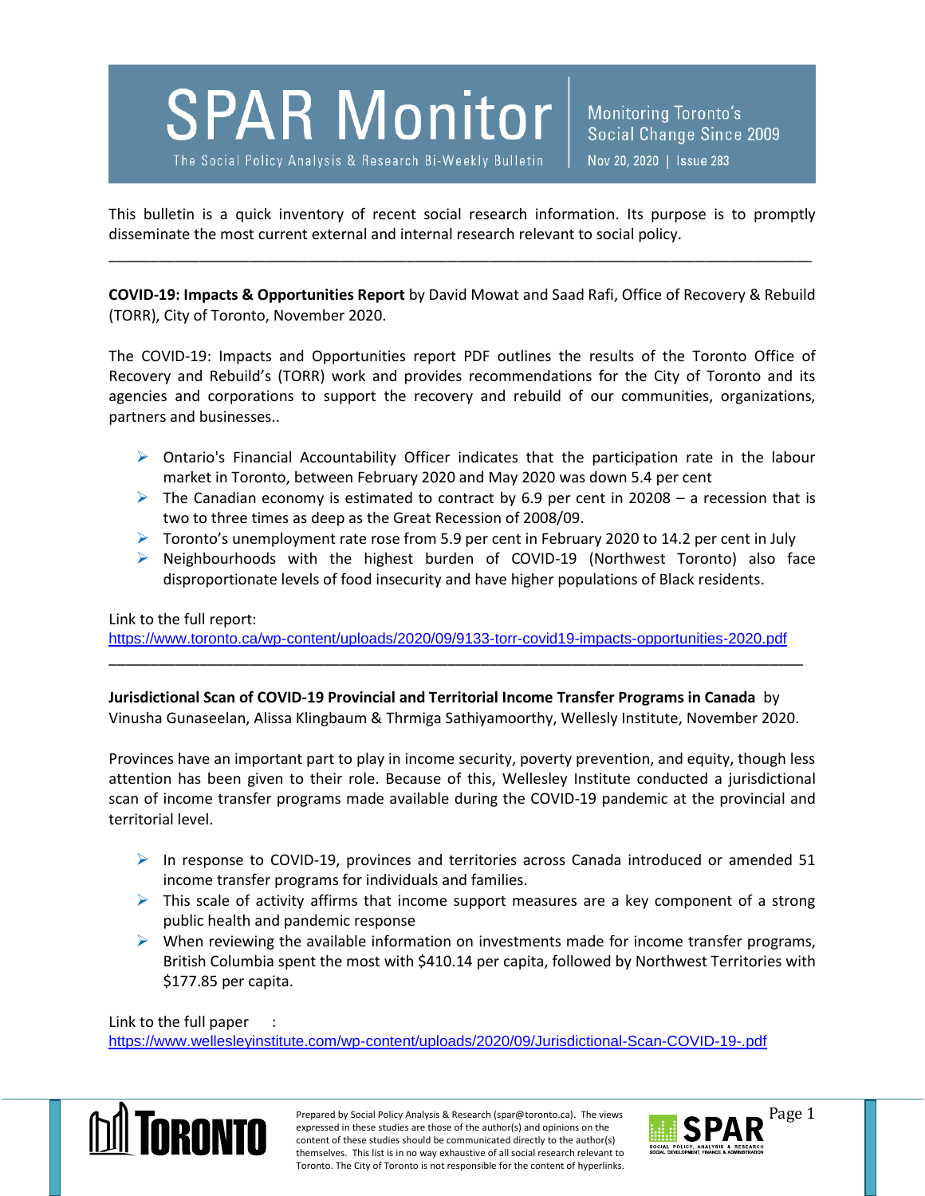# SPAR Monitor

The Social Policy Analysis & Research Bi-Weekly Bulletin

Monitoring Toronto's Social Change Since 2009

Nov 20, 2020 | Issue 283

This bulletin is a quick inventory of recent social research information. Its purpose is to promptly disseminate the most current external and internal research relevant to social policy.

---

**COVID-19: Impacts & Opportunities Report** by David Mowat and Saad Rafi, Office of Recovery & Rebuild (TORR), City of Toronto, November 2020.

The COVID-19: Impacts and Opportunities report PDF outlines the results of the Toronto Office of Recovery and Rebuild's (TORR) work and provides recommendations for the City of Toronto and its agencies and corporations to support the recovery and rebuild of our communities, organizations, partners and businesses..

- Ontario's Financial Accountability Officer indicates that the participation rate in the labour market in Toronto, between February 2020 and May 2020 was down 5.4 per cent
- The Canadian economy is estimated to contract by 6.9 per cent in 20208 – a recession that is two to three times as deep as the Great Recession of 2008/09.
- Toronto's unemployment rate rose from 5.9 per cent in February 2020 to 14.2 per cent in July
- Neighbourhoods with the highest burden of COVID-19 (Northwest Toronto) also face disproportionate levels of food insecurity and have higher populations of Black residents.

Link to the full report:
https://www.toronto.ca/wp-content/uploads/2020/09/9133-torr-covid19-impacts-opportunities-2020.pdf

---

**Jurisdictional Scan of COVID-19 Provincial and Territorial Income Transfer Programs in Canada** by Vinusha Gunaseelan, Alissa Klingbaum & Thrmiga Sathiyamoorthy, Wellesly Institute, November 2020.

Provinces have an important part to play in income security, poverty prevention, and equity, though less attention has been given to their role. Because of this, Wellesley Institute conducted a jurisdictional scan of income transfer programs made available during the COVID-19 pandemic at the provincial and territorial level.

- In response to COVID-19, provinces and territories across Canada introduced or amended 51 income transfer programs for individuals and families.
- This scale of activity affirms that income support measures are a key component of a strong public health and pandemic response
- When reviewing the available information on investments made for income transfer programs, British Columbia spent the most with $410.14 per capita, followed by Northwest Territories with $177.85 per capita.

Link to the full paper :
https://www.wellesleyinstitute.com/wp-content/uploads/2020/09/Jurisdictional-Scan-COVID-19-.pdf

Prepared by Social Policy Analysis & Research (spar@toronto.ca). The views expressed in these studies are those of the author(s) and opinions on the content of these studies should be communicated directly to the author(s) themselves. This list is in no way exhaustive of all social research relevant to Toronto. The City of Toronto is not responsible for the content of hyperlinks.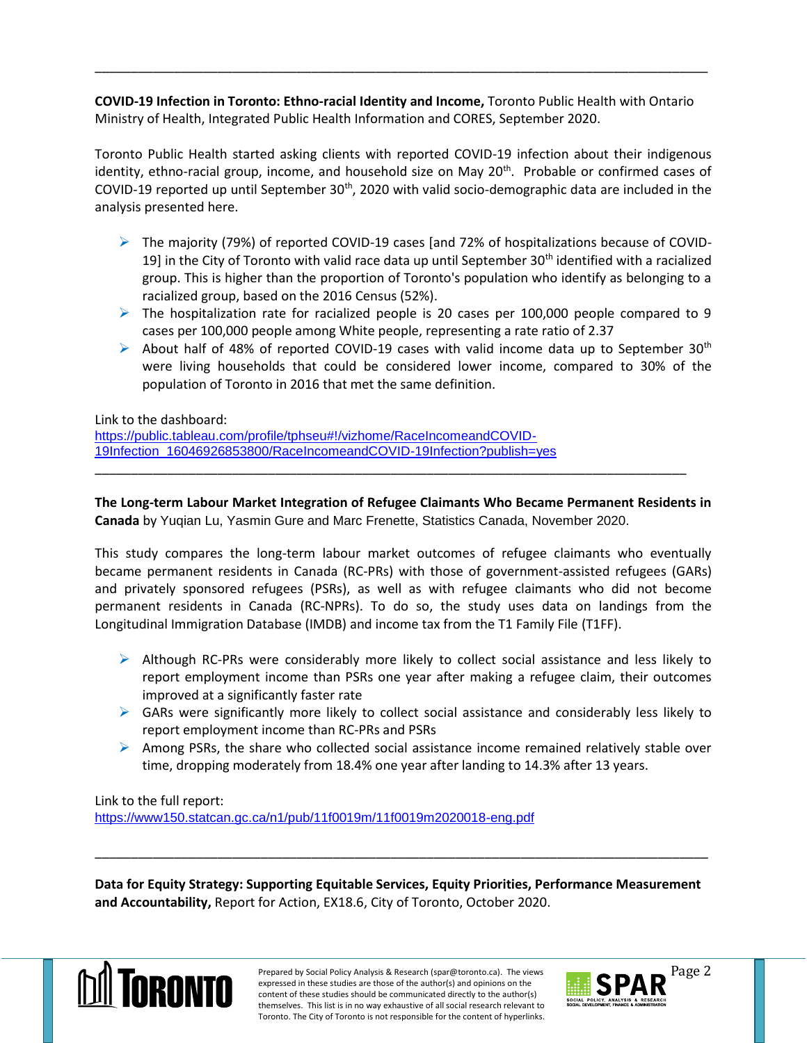---

**COVID-19 Infection in Toronto: Ethno-racial Identity and Income,** Toronto Public Health with Ontario Ministry of Health, Integrated Public Health Information and CORES, September 2020.

Toronto Public Health started asking clients with reported COVID-19 infection about their indigenous identity, ethno-racial group, income, and household size on May 20th. Probable or confirmed cases of COVID-19 reported up until September 30th, 2020 with valid socio-demographic data are included in the analysis presented here.

- The majority (79%) of reported COVID-19 cases [and 72% of hospitalizations because of COVID-19] in the City of Toronto with valid race data up until September 30th identified with a racialized group. This is higher than the proportion of Toronto's population who identify as belonging to a racialized group, based on the 2016 Census (52%).
- The hospitalization rate for racialized people is 20 cases per 100,000 people compared to 9 cases per 100,000 people among White people, representing a rate ratio of 2.37
- About half of 48% of reported COVID-19 cases with valid income data up to September 30th were living households that could be considered lower income, compared to 30% of the population of Toronto in 2016 that met the same definition.

Link to the dashboard:
https://public.tableau.com/profile/tphseu#!/vizhome/RaceIncomeandCOVID-19Infection_16046926853800/RaceIncomeandCOVID-19Infection?publish=yes

---

**The Long-term Labour Market Integration of Refugee Claimants Who Became Permanent Residents in Canada** by Yuqian Lu, Yasmin Gure and Marc Frenette, Statistics Canada, November 2020.

This study compares the long-term labour market outcomes of refugee claimants who eventually became permanent residents in Canada (RC-PRs) with those of government-assisted refugees (GARs) and privately sponsored refugees (PSRs), as well as with refugee claimants who did not become permanent residents in Canada (RC-NPRs). To do so, the study uses data on landings from the Longitudinal Immigration Database (IMDB) and income tax from the T1 Family File (T1FF).

- Although RC-PRs were considerably more likely to collect social assistance and less likely to report employment income than PSRs one year after making a refugee claim, their outcomes improved at a significantly faster rate
- GARs were significantly more likely to collect social assistance and considerably less likely to report employment income than RC-PRs and PSRs
- Among PSRs, the share who collected social assistance income remained relatively stable over time, dropping moderately from 18.4% one year after landing to 14.3% after 13 years.

Link to the full report:
https://www150.statcan.gc.ca/n1/pub/11f0019m/11f0019m2020018-eng.pdf

---

**Data for Equity Strategy: Supporting Equitable Services, Equity Priorities, Performance Measurement and Accountability,** Report for Action, EX18.6, City of Toronto, October 2020.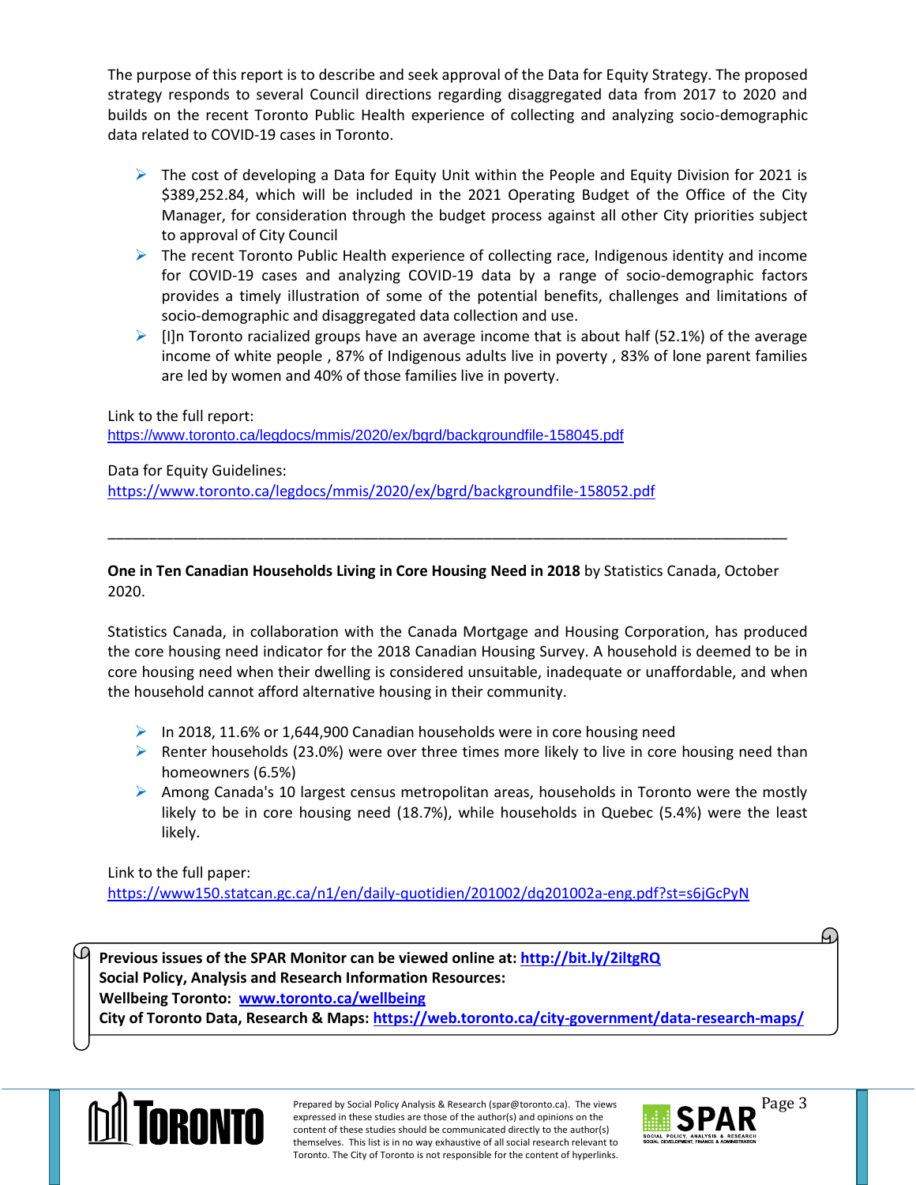The purpose of this report is to describe and seek approval of the Data for Equity Strategy. The proposed strategy responds to several Council directions regarding disaggregated data from 2017 to 2020 and builds on the recent Toronto Public Health experience of collecting and analyzing socio-demographic data related to COVID-19 cases in Toronto.

- The cost of developing a Data for Equity Unit within the People and Equity Division for 2021 is $389,252.84, which will be included in the 2021 Operating Budget of the Office of the City Manager, for consideration through the budget process against all other City priorities subject to approval of City Council
- The recent Toronto Public Health experience of collecting race, Indigenous identity and income for COVID-19 cases and analyzing COVID-19 data by a range of socio-demographic factors provides a timely illustration of some of the potential benefits, challenges and limitations of socio-demographic and disaggregated data collection and use.
- [I]n Toronto racialized groups have an average income that is about half (52.1%) of the average income of white people , 87% of Indigenous adults live in poverty , 83% of lone parent families are led by women and 40% of those families live in poverty.

Link to the full report:
https://www.toronto.ca/legdocs/mmis/2020/ex/bgrd/backgroundfile-158045.pdf

Data for Equity Guidelines:
https://www.toronto.ca/legdocs/mmis/2020/ex/bgrd/backgroundfile-158052.pdf

---

**One in Ten Canadian Households Living in Core Housing Need in 2018** by Statistics Canada, October 2020.

Statistics Canada, in collaboration with the Canada Mortgage and Housing Corporation, has produced the core housing need indicator for the 2018 Canadian Housing Survey. A household is deemed to be in core housing need when their dwelling is considered unsuitable, inadequate or unaffordable, and when the household cannot afford alternative housing in their community.

- In 2018, 11.6% or 1,644,900 Canadian households were in core housing need
- Renter households (23.0%) were over three times more likely to live in core housing need than homeowners (6.5%)
- Among Canada's 10 largest census metropolitan areas, households in Toronto were the mostly likely to be in core housing need (18.7%), while households in Quebec (5.4%) were the least likely.

Link to the full paper:
https://www150.statcan.gc.ca/n1/en/daily-quotidien/201002/dq201002a-eng.pdf?st=s6jGcPyN

**Previous issues of the SPAR Monitor can be viewed online at: http://bit.ly/2iltgRQ**
**Social Policy, Analysis and Research Information Resources:**
**Wellbeing Toronto: www.toronto.ca/wellbeing**
**City of Toronto Data, Research & Maps: https://web.toronto.ca/city-government/data-research-maps/**

Prepared by Social Policy Analysis & Research (spar@toronto.ca). The views expressed in these studies are those of the author(s) and opinions on the content of these studies should be communicated directly to the author(s) themselves. This list is in no way exhaustive of all social research relevant to Toronto. The City of Toronto is not responsible for the content of hyperlinks.